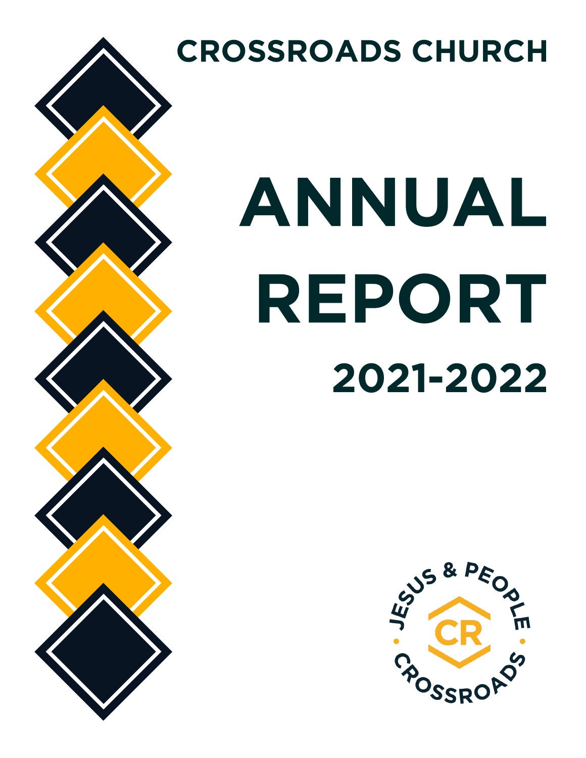# CROSSROADS CHURCH

# ANNUAL REPORT

## 2021-2022

JESUS & PEOPLE

CR

CROSSROADS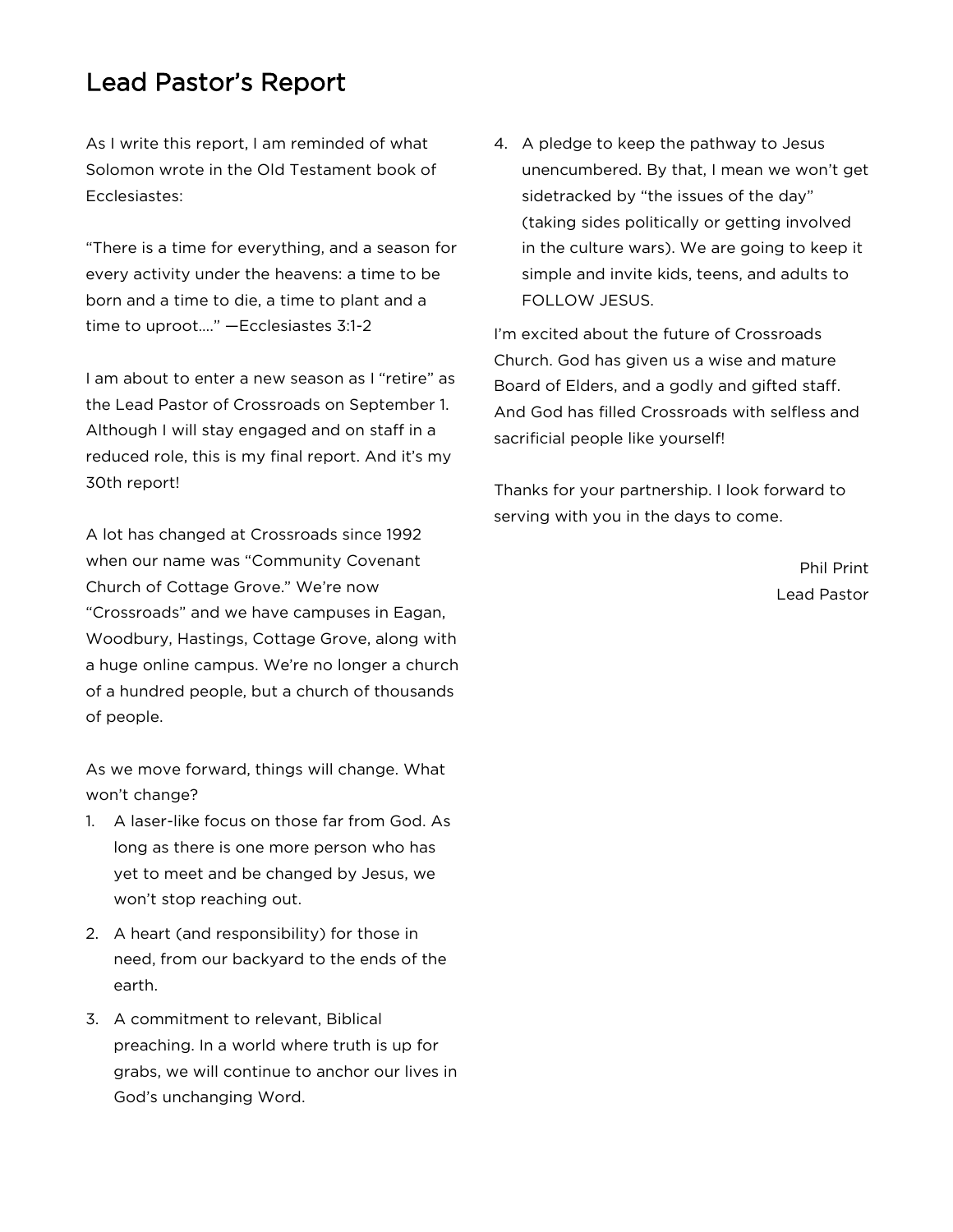# Lead Pastor's Report

As I write this report, I am reminded of what Solomon wrote in the Old Testament book of Ecclesiastes:

"There is a time for everything, and a season for every activity under the heavens: a time to be born and a time to die, a time to plant and a time to uproot…." —Ecclesiastes 3:1-2

I am about to enter a new season as I "retire" as the Lead Pastor of Crossroads on September 1. Although I will stay engaged and on staff in a reduced role, this is my final report. And it's my 30th report!

A lot has changed at Crossroads since 1992 when our name was "Community Covenant Church of Cottage Grove." We're now "Crossroads" and we have campuses in Eagan, Woodbury, Hastings, Cottage Grove, along with a huge online campus. We're no longer a church of a hundred people, but a church of thousands of people.

As we move forward, things will change. What won't change?

1. A laser-like focus on those far from God. As long as there is one more person who has yet to meet and be changed by Jesus, we won't stop reaching out.
2. A heart (and responsibility) for those in need, from our backyard to the ends of the earth.
3. A commitment to relevant, Biblical preaching. In a world where truth is up for grabs, we will continue to anchor our lives in God's unchanging Word.
4. A pledge to keep the pathway to Jesus unencumbered. By that, I mean we won't get sidetracked by "the issues of the day" (taking sides politically or getting involved in the culture wars). We are going to keep it simple and invite kids, teens, and adults to FOLLOW JESUS.

I'm excited about the future of Crossroads Church. God has given us a wise and mature Board of Elders, and a godly and gifted staff. And God has filled Crossroads with selfless and sacrificial people like yourself!

Thanks for your partnership. I look forward to serving with you in the days to come.

Phil Print
Lead Pastor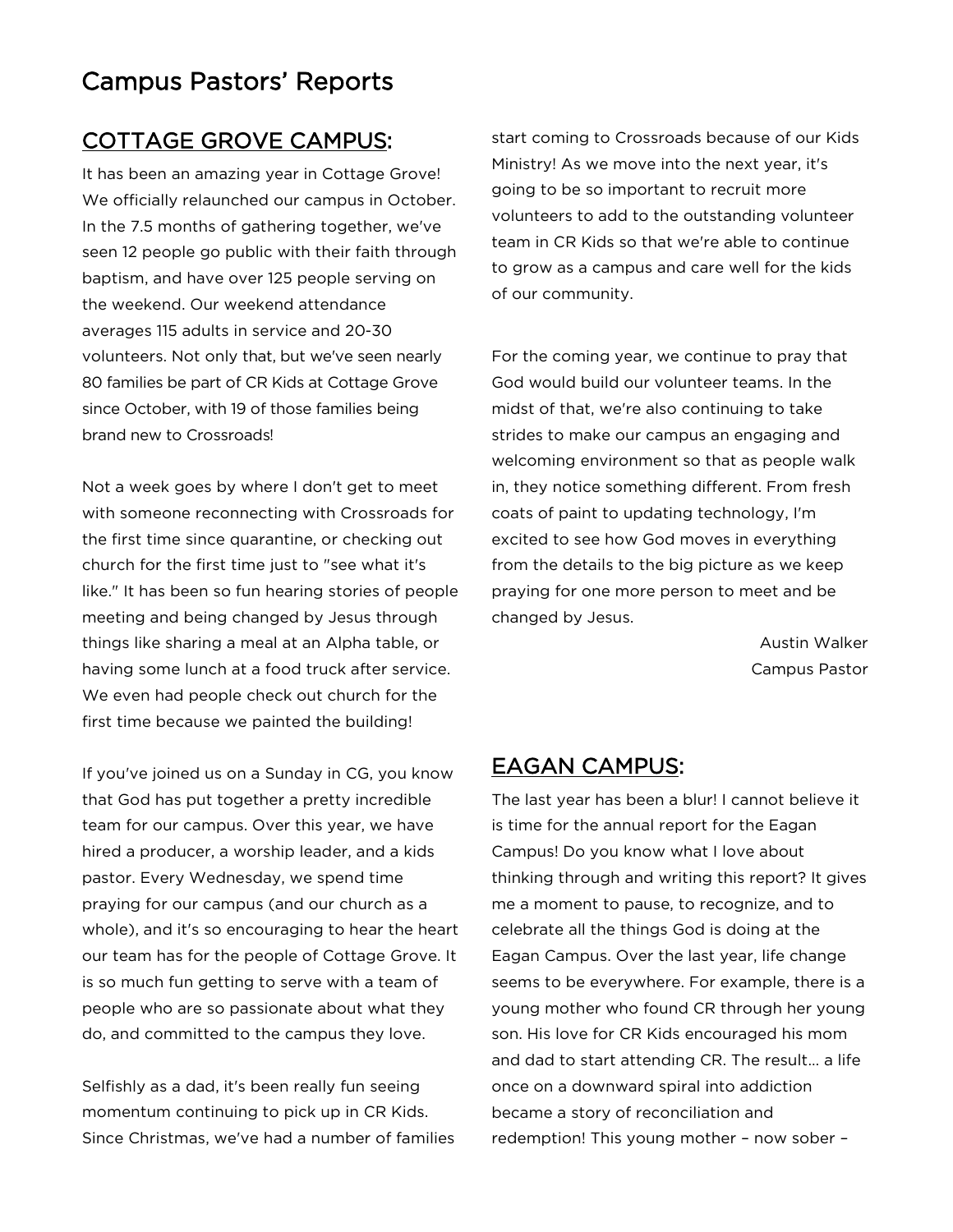# Campus Pastors' Reports

## COTTAGE GROVE CAMPUS:

It has been an amazing year in Cottage Grove! We officially relaunched our campus in October. In the 7.5 months of gathering together, we've seen 12 people go public with their faith through baptism, and have over 125 people serving on the weekend. Our weekend attendance averages 115 adults in service and 20-30 volunteers. Not only that, but we've seen nearly 80 families be part of CR Kids at Cottage Grove since October, with 19 of those families being brand new to Crossroads!

Not a week goes by where I don't get to meet with someone reconnecting with Crossroads for the first time since quarantine, or checking out church for the first time just to "see what it's like." It has been so fun hearing stories of people meeting and being changed by Jesus through things like sharing a meal at an Alpha table, or having some lunch at a food truck after service. We even had people check out church for the first time because we painted the building!

If you've joined us on a Sunday in CG, you know that God has put together a pretty incredible team for our campus. Over this year, we have hired a producer, a worship leader, and a kids pastor. Every Wednesday, we spend time praying for our campus (and our church as a whole), and it's so encouraging to hear the heart our team has for the people of Cottage Grove. It is so much fun getting to serve with a team of people who are so passionate about what they do, and committed to the campus they love.

Selfishly as a dad, it's been really fun seeing momentum continuing to pick up in CR Kids. Since Christmas, we've had a number of families start coming to Crossroads because of our Kids Ministry! As we move into the next year, it's going to be so important to recruit more volunteers to add to the outstanding volunteer team in CR Kids so that we're able to continue to grow as a campus and care well for the kids of our community.

For the coming year, we continue to pray that God would build our volunteer teams. In the midst of that, we're also continuing to take strides to make our campus an engaging and welcoming environment so that as people walk in, they notice something different. From fresh coats of paint to updating technology, I'm excited to see how God moves in everything from the details to the big picture as we keep praying for one more person to meet and be changed by Jesus.

Austin Walker
Campus Pastor

## EAGAN CAMPUS:

The last year has been a blur! I cannot believe it is time for the annual report for the Eagan Campus! Do you know what I love about thinking through and writing this report? It gives me a moment to pause, to recognize, and to celebrate all the things God is doing at the Eagan Campus. Over the last year, life change seems to be everywhere. For example, there is a young mother who found CR through her young son. His love for CR Kids encouraged his mom and dad to start attending CR. The result… a life once on a downward spiral into addiction became a story of reconciliation and redemption! This young mother – now sober –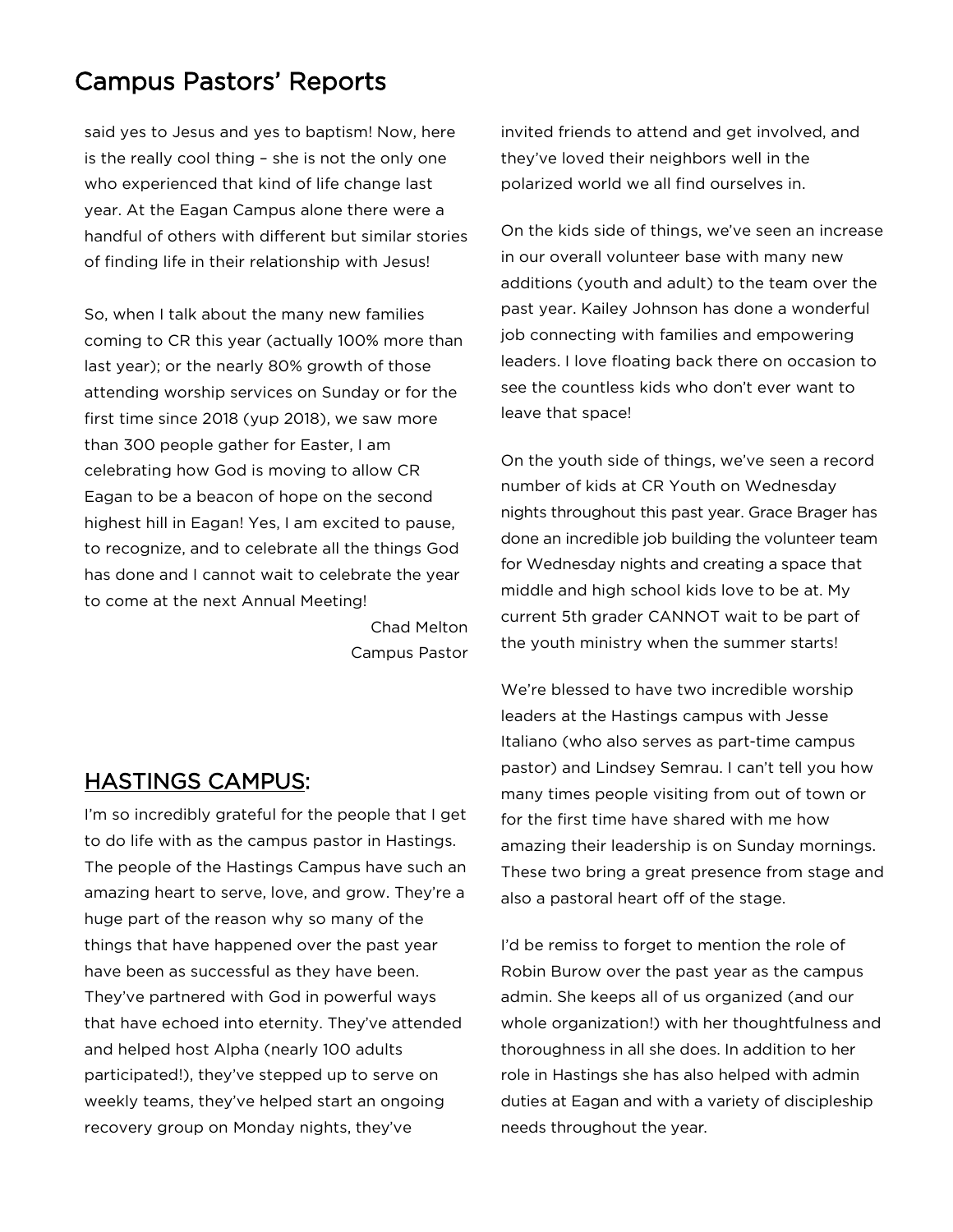# Campus Pastors' Reports

said yes to Jesus and yes to baptism! Now, here is the really cool thing – she is not the only one who experienced that kind of life change last year. At the Eagan Campus alone there were a handful of others with different but similar stories of finding life in their relationship with Jesus!

So, when I talk about the many new families coming to CR this year (actually 100% more than last year); or the nearly 80% growth of those attending worship services on Sunday or for the first time since 2018 (yup 2018), we saw more than 300 people gather for Easter, I am celebrating how God is moving to allow CR Eagan to be a beacon of hope on the second highest hill in Eagan! Yes, I am excited to pause, to recognize, and to celebrate all the things God has done and I cannot wait to celebrate the year to come at the next Annual Meeting!

Chad Melton
Campus Pastor

## HASTINGS CAMPUS:

I'm so incredibly grateful for the people that I get to do life with as the campus pastor in Hastings. The people of the Hastings Campus have such an amazing heart to serve, love, and grow. They're a huge part of the reason why so many of the things that have happened over the past year have been as successful as they have been. They've partnered with God in powerful ways that have echoed into eternity. They've attended and helped host Alpha (nearly 100 adults participated!), they've stepped up to serve on weekly teams, they've helped start an ongoing recovery group on Monday nights, they've invited friends to attend and get involved, and they've loved their neighbors well in the polarized world we all find ourselves in.

On the kids side of things, we've seen an increase in our overall volunteer base with many new additions (youth and adult) to the team over the past year. Kailey Johnson has done a wonderful job connecting with families and empowering leaders. I love floating back there on occasion to see the countless kids who don't ever want to leave that space!

On the youth side of things, we've seen a record number of kids at CR Youth on Wednesday nights throughout this past year. Grace Brager has done an incredible job building the volunteer team for Wednesday nights and creating a space that middle and high school kids love to be at. My current 5th grader CANNOT wait to be part of the youth ministry when the summer starts!

We're blessed to have two incredible worship leaders at the Hastings campus with Jesse Italiano (who also serves as part-time campus pastor) and Lindsey Semrau. I can't tell you how many times people visiting from out of town or for the first time have shared with me how amazing their leadership is on Sunday mornings. These two bring a great presence from stage and also a pastoral heart off of the stage.

I'd be remiss to forget to mention the role of Robin Burow over the past year as the campus admin. She keeps all of us organized (and our whole organization!) with her thoughtfulness and thoroughness in all she does. In addition to her role in Hastings she has also helped with admin duties at Eagan and with a variety of discipleship needs throughout the year.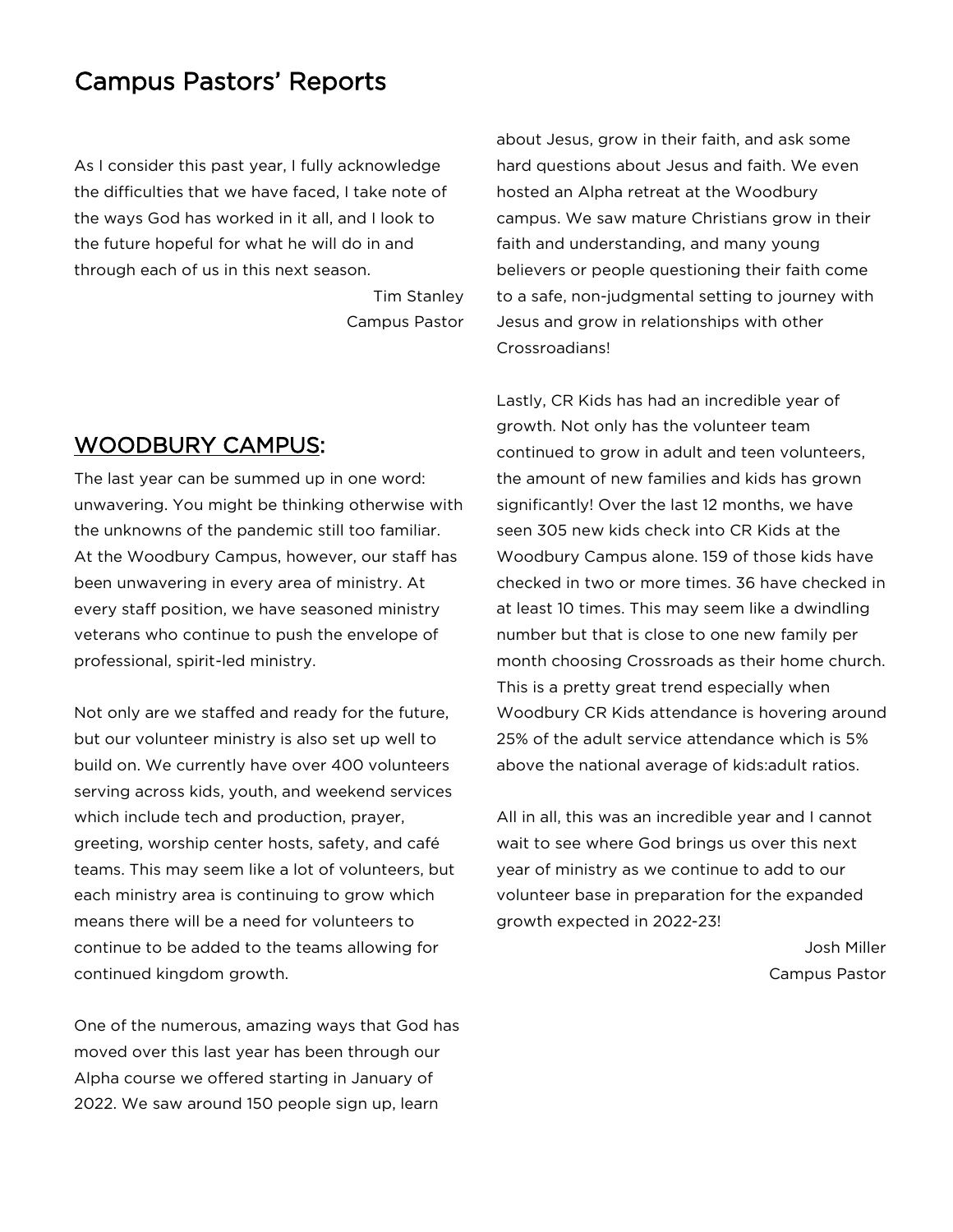# Campus Pastors' Reports

As I consider this past year, I fully acknowledge the difficulties that we have faced, I take note of the ways God has worked in it all, and I look to the future hopeful for what he will do in and through each of us in this next season.

Tim Stanley
Campus Pastor

## WOODBURY CAMPUS:

The last year can be summed up in one word: unwavering. You might be thinking otherwise with the unknowns of the pandemic still too familiar. At the Woodbury Campus, however, our staff has been unwavering in every area of ministry. At every staff position, we have seasoned ministry veterans who continue to push the envelope of professional, spirit-led ministry.

Not only are we staffed and ready for the future, but our volunteer ministry is also set up well to build on. We currently have over 400 volunteers serving across kids, youth, and weekend services which include tech and production, prayer, greeting, worship center hosts, safety, and café teams. This may seem like a lot of volunteers, but each ministry area is continuing to grow which means there will be a need for volunteers to continue to be added to the teams allowing for continued kingdom growth.

One of the numerous, amazing ways that God has moved over this last year has been through our Alpha course we offered starting in January of 2022. We saw around 150 people sign up, learn about Jesus, grow in their faith, and ask some hard questions about Jesus and faith. We even hosted an Alpha retreat at the Woodbury campus. We saw mature Christians grow in their faith and understanding, and many young believers or people questioning their faith come to a safe, non-judgmental setting to journey with Jesus and grow in relationships with other Crossroadians!

Lastly, CR Kids has had an incredible year of growth. Not only has the volunteer team continued to grow in adult and teen volunteers, the amount of new families and kids has grown significantly! Over the last 12 months, we have seen 305 new kids check into CR Kids at the Woodbury Campus alone. 159 of those kids have checked in two or more times. 36 have checked in at least 10 times. This may seem like a dwindling number but that is close to one new family per month choosing Crossroads as their home church. This is a pretty great trend especially when Woodbury CR Kids attendance is hovering around 25% of the adult service attendance which is 5% above the national average of kids:adult ratios.

All in all, this was an incredible year and I cannot wait to see where God brings us over this next year of ministry as we continue to add to our volunteer base in preparation for the expanded growth expected in 2022-23!

Josh Miller
Campus Pastor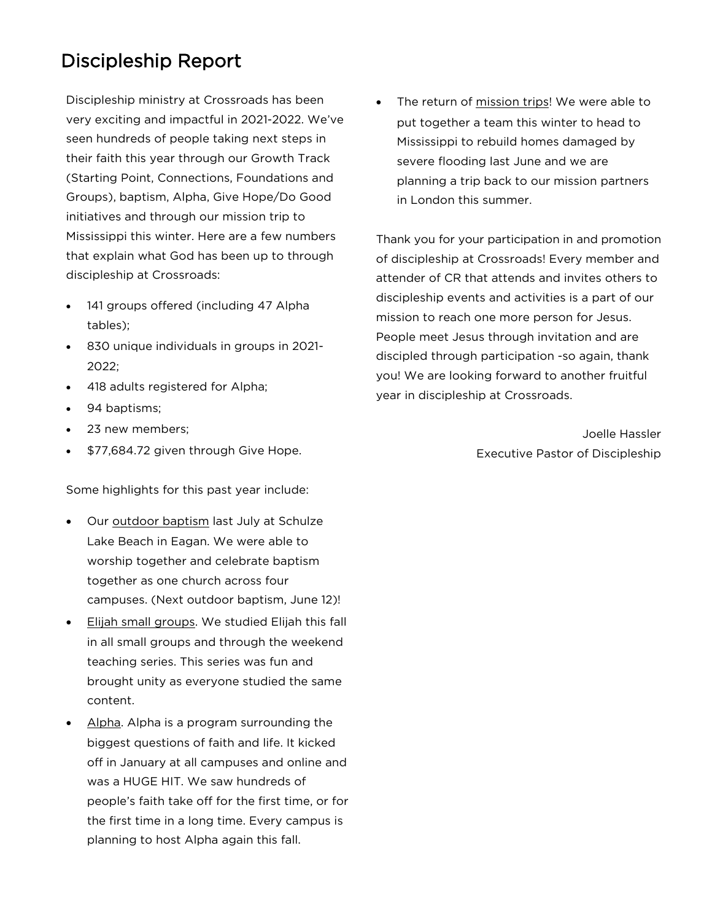# Discipleship Report

Discipleship ministry at Crossroads has been very exciting and impactful in 2021-2022. We've seen hundreds of people taking next steps in their faith this year through our Growth Track (Starting Point, Connections, Foundations and Groups), baptism, Alpha, Give Hope/Do Good initiatives and through our mission trip to Mississippi this winter. Here are a few numbers that explain what God has been up to through discipleship at Crossroads:

- 141 groups offered (including 47 Alpha tables);
- 830 unique individuals in groups in 2021-2022;
- 418 adults registered for Alpha;
- 94 baptisms;
- 23 new members;
- $77,684.72 given through Give Hope.

Some highlights for this past year include:

- Our outdoor baptism last July at Schulze Lake Beach in Eagan. We were able to worship together and celebrate baptism together as one church across four campuses. (Next outdoor baptism, June 12)!
- Elijah small groups. We studied Elijah this fall in all small groups and through the weekend teaching series. This series was fun and brought unity as everyone studied the same content.
- Alpha. Alpha is a program surrounding the biggest questions of faith and life. It kicked off in January at all campuses and online and was a HUGE HIT. We saw hundreds of people's faith take off for the first time, or for the first time in a long time. Every campus is planning to host Alpha again this fall.
- The return of mission trips! We were able to put together a team this winter to head to Mississippi to rebuild homes damaged by severe flooding last June and we are planning a trip back to our mission partners in London this summer.

Thank you for your participation in and promotion of discipleship at Crossroads! Every member and attender of CR that attends and invites others to discipleship events and activities is a part of our mission to reach one more person for Jesus. People meet Jesus through invitation and are discipled through participation -so again, thank you! We are looking forward to another fruitful year in discipleship at Crossroads.

Joelle Hassler
Executive Pastor of Discipleship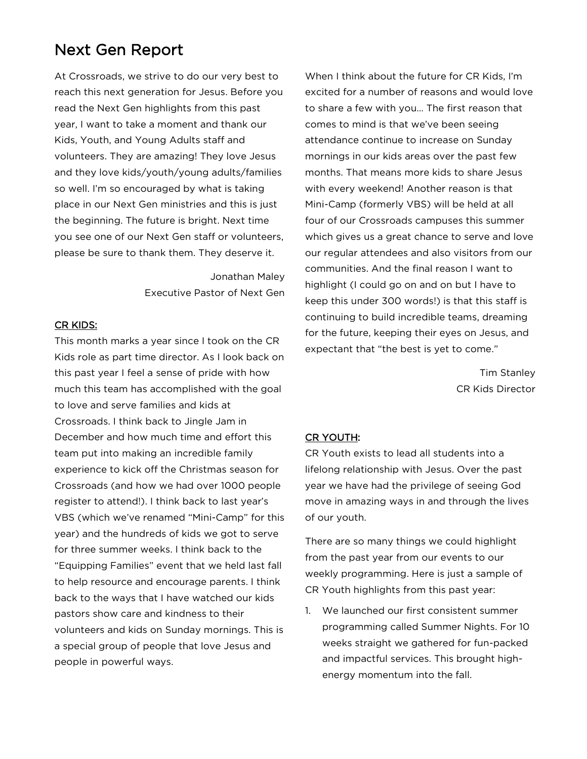# Next Gen Report

At Crossroads, we strive to do our very best to reach this next generation for Jesus. Before you read the Next Gen highlights from this past year, I want to take a moment and thank our Kids, Youth, and Young Adults staff and volunteers. They are amazing! They love Jesus and they love kids/youth/young adults/families so well. I'm so encouraged by what is taking place in our Next Gen ministries and this is just the beginning. The future is bright. Next time you see one of our Next Gen staff or volunteers, please be sure to thank them. They deserve it.

Jonathan Maley
Executive Pastor of Next Gen

<u>CR KIDS:</u>

This month marks a year since I took on the CR Kids role as part time director. As I look back on this past year I feel a sense of pride with how much this team has accomplished with the goal to love and serve families and kids at Crossroads. I think back to Jingle Jam in December and how much time and effort this team put into making an incredible family experience to kick off the Christmas season for Crossroads (and how we had over 1000 people register to attend!). I think back to last year's VBS (which we've renamed "Mini-Camp" for this year) and the hundreds of kids we got to serve for three summer weeks. I think back to the "Equipping Families" event that we held last fall to help resource and encourage parents. I think back to the ways that I have watched our kids pastors show care and kindness to their volunteers and kids on Sunday mornings. This is a special group of people that love Jesus and people in powerful ways.

When I think about the future for CR Kids, I'm excited for a number of reasons and would love to share a few with you… The first reason that comes to mind is that we've been seeing attendance continue to increase on Sunday mornings in our kids areas over the past few months. That means more kids to share Jesus with every weekend! Another reason is that Mini-Camp (formerly VBS) will be held at all four of our Crossroads campuses this summer which gives us a great chance to serve and love our regular attendees and also visitors from our communities. And the final reason I want to highlight (I could go on and on but I have to keep this under 300 words!) is that this staff is continuing to build incredible teams, dreaming for the future, keeping their eyes on Jesus, and expectant that "the best is yet to come."

Tim Stanley
CR Kids Director

<u>CR YOUTH:</u>

CR Youth exists to lead all students into a lifelong relationship with Jesus. Over the past year we have had the privilege of seeing God move in amazing ways in and through the lives of our youth.

There are so many things we could highlight from the past year from our events to our weekly programming. Here is just a sample of CR Youth highlights from this past year:

1. We launched our first consistent summer programming called Summer Nights. For 10 weeks straight we gathered for fun-packed and impactful services. This brought high-energy momentum into the fall.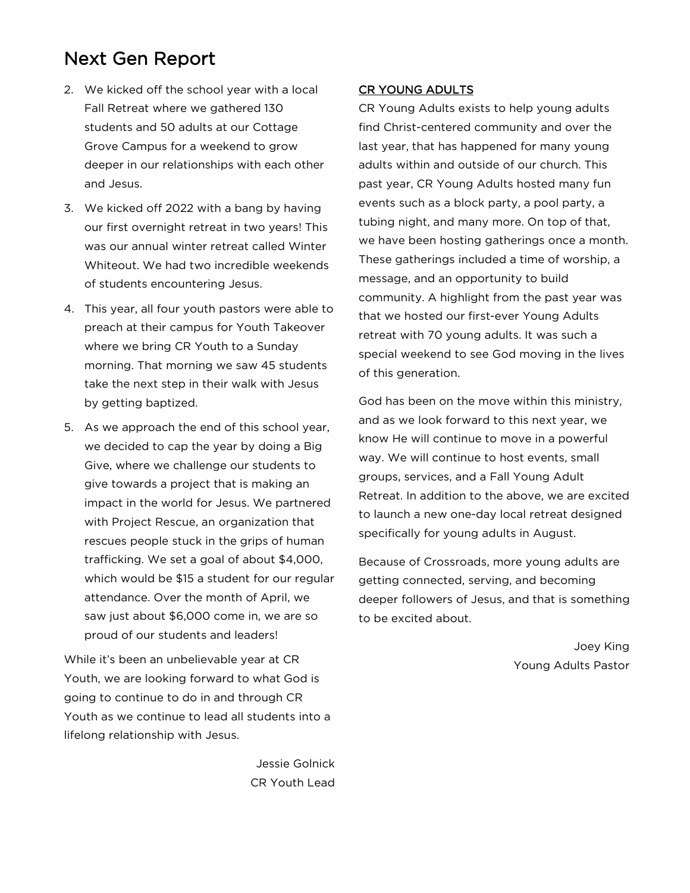# Next Gen Report

2. We kicked off the school year with a local Fall Retreat where we gathered 130 students and 50 adults at our Cottage Grove Campus for a weekend to grow deeper in our relationships with each other and Jesus.
3. We kicked off 2022 with a bang by having our first overnight retreat in two years! This was our annual winter retreat called Winter Whiteout. We had two incredible weekends of students encountering Jesus.
4. This year, all four youth pastors were able to preach at their campus for Youth Takeover where we bring CR Youth to a Sunday morning. That morning we saw 45 students take the next step in their walk with Jesus by getting baptized.
5. As we approach the end of this school year, we decided to cap the year by doing a Big Give, where we challenge our students to give towards a project that is making an impact in the world for Jesus. We partnered with Project Rescue, an organization that rescues people stuck in the grips of human trafficking. We set a goal of about $4,000, which would be $15 a student for our regular attendance. Over the month of April, we saw just about $6,000 come in, we are so proud of our students and leaders!

While it's been an unbelievable year at CR Youth, we are looking forward to what God is going to continue to do in and through CR Youth as we continue to lead all students into a lifelong relationship with Jesus.

Jessie Golnick
CR Youth Lead

## CR YOUNG ADULTS

CR Young Adults exists to help young adults find Christ-centered community and over the last year, that has happened for many young adults within and outside of our church. This past year, CR Young Adults hosted many fun events such as a block party, a pool party, a tubing night, and many more. On top of that, we have been hosting gatherings once a month. These gatherings included a time of worship, a message, and an opportunity to build community. A highlight from the past year was that we hosted our first-ever Young Adults retreat with 70 young adults. It was such a special weekend to see God moving in the lives of this generation.

God has been on the move within this ministry, and as we look forward to this next year, we know He will continue to move in a powerful way. We will continue to host events, small groups, services, and a Fall Young Adult Retreat. In addition to the above, we are excited to launch a new one-day local retreat designed specifically for young adults in August.

Because of Crossroads, more young adults are getting connected, serving, and becoming deeper followers of Jesus, and that is something to be excited about.

Joey King
Young Adults Pastor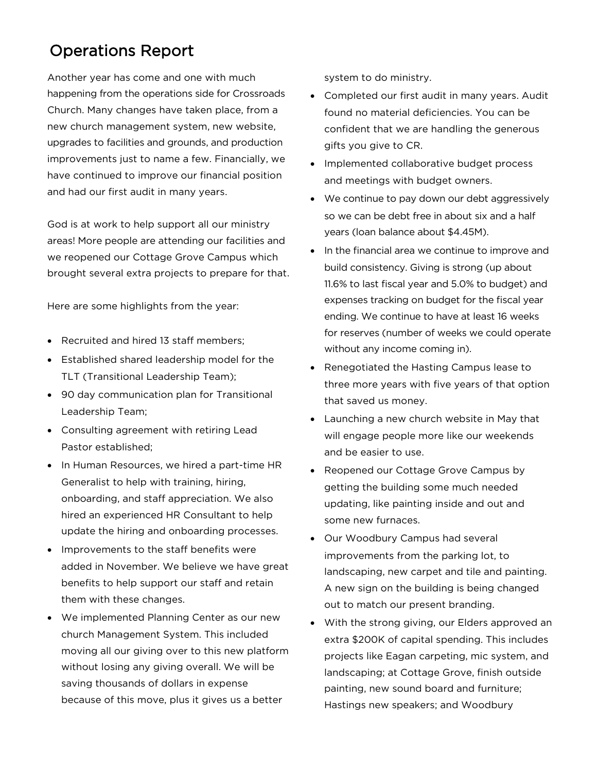# Operations Report

Another year has come and one with much happening from the operations side for Crossroads Church. Many changes have taken place, from a new church management system, new website, upgrades to facilities and grounds, and production improvements just to name a few. Financially, we have continued to improve our financial position and had our first audit in many years.

God is at work to help support all our ministry areas! More people are attending our facilities and we reopened our Cottage Grove Campus which brought several extra projects to prepare for that.

Here are some highlights from the year:

- Recruited and hired 13 staff members;
- Established shared leadership model for the TLT (Transitional Leadership Team);
- 90 day communication plan for Transitional Leadership Team;
- Consulting agreement with retiring Lead Pastor established;
- In Human Resources, we hired a part-time HR Generalist to help with training, hiring, onboarding, and staff appreciation. We also hired an experienced HR Consultant to help update the hiring and onboarding processes.
- Improvements to the staff benefits were added in November. We believe we have great benefits to help support our staff and retain them with these changes.
- We implemented Planning Center as our new church Management System. This included moving all our giving over to this new platform without losing any giving overall. We will be saving thousands of dollars in expense because of this move, plus it gives us a better system to do ministry.
- Completed our first audit in many years. Audit found no material deficiencies. You can be confident that we are handling the generous gifts you give to CR.
- Implemented collaborative budget process and meetings with budget owners.
- We continue to pay down our debt aggressively so we can be debt free in about six and a half years (loan balance about $4.45M).
- In the financial area we continue to improve and build consistency. Giving is strong (up about 11.6% to last fiscal year and 5.0% to budget) and expenses tracking on budget for the fiscal year ending. We continue to have at least 16 weeks for reserves (number of weeks we could operate without any income coming in).
- Renegotiated the Hasting Campus lease to three more years with five years of that option that saved us money.
- Launching a new church website in May that will engage people more like our weekends and be easier to use.
- Reopened our Cottage Grove Campus by getting the building some much needed updating, like painting inside and out and some new furnaces.
- Our Woodbury Campus had several improvements from the parking lot, to landscaping, new carpet and tile and painting. A new sign on the building is being changed out to match our present branding.
- With the strong giving, our Elders approved an extra $200K of capital spending. This includes projects like Eagan carpeting, mic system, and landscaping; at Cottage Grove, finish outside painting, new sound board and furniture; Hastings new speakers; and Woodbury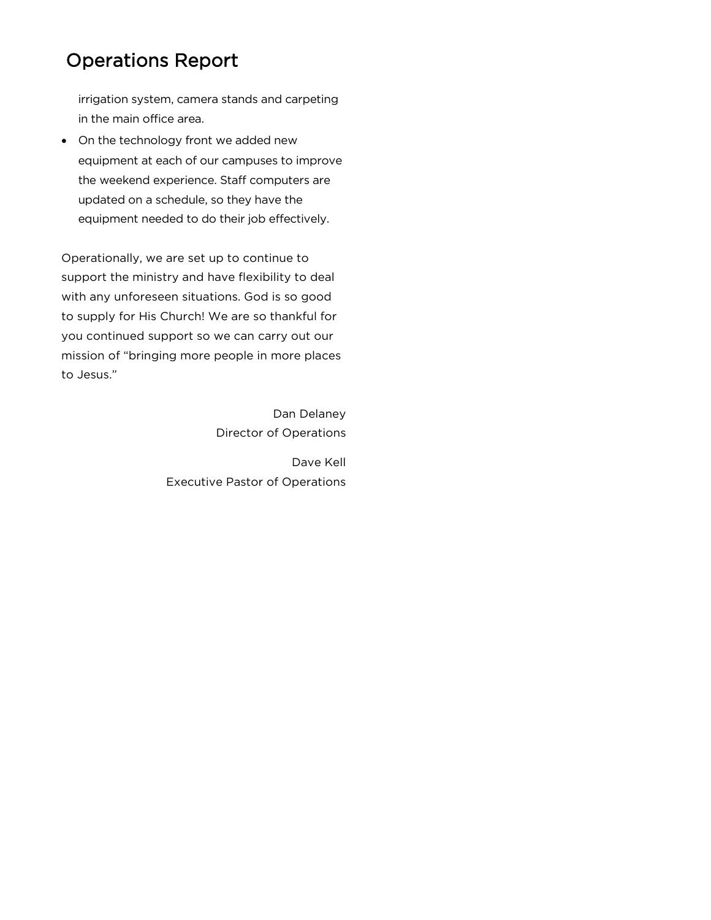# Operations Report

irrigation system, camera stands and carpeting in the main office area.

- On the technology front we added new equipment at each of our campuses to improve the weekend experience. Staff computers are updated on a schedule, so they have the equipment needed to do their job effectively.

Operationally, we are set up to continue to support the ministry and have flexibility to deal with any unforeseen situations. God is so good to supply for His Church! We are so thankful for you continued support so we can carry out our mission of "bringing more people in more places to Jesus."

Dan Delaney
Director of Operations

Dave Kell
Executive Pastor of Operations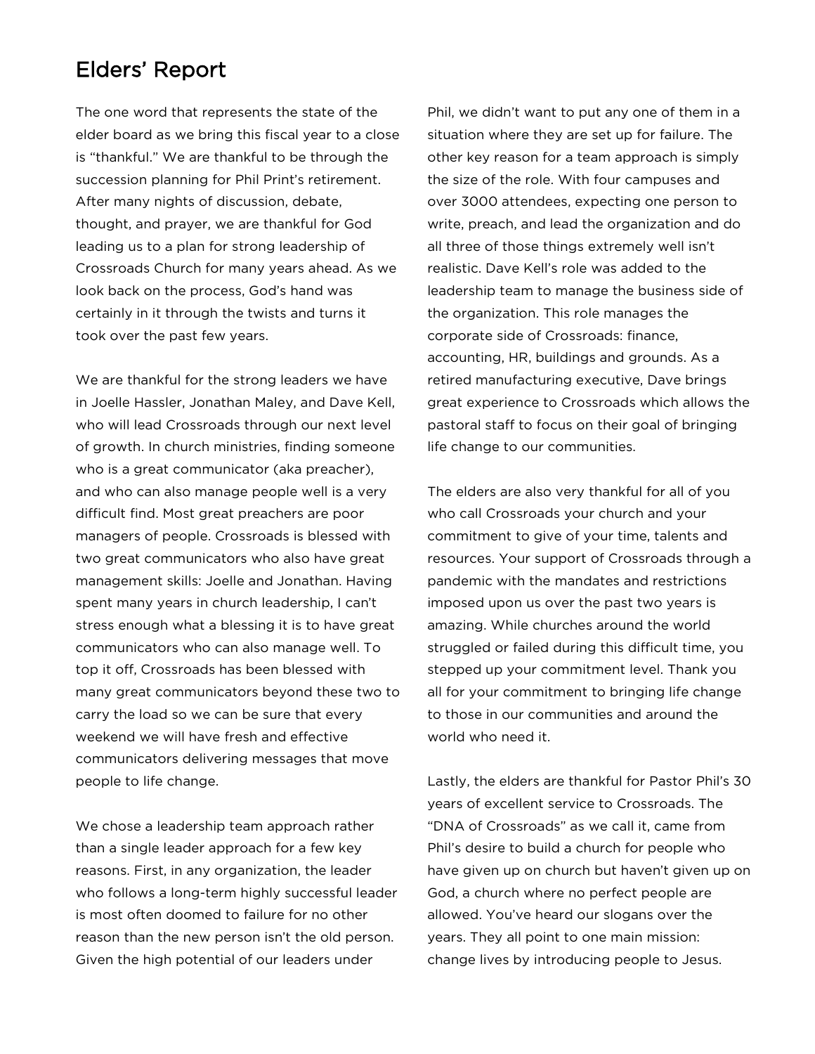## Elders' Report

The one word that represents the state of the elder board as we bring this fiscal year to a close is "thankful." We are thankful to be through the succession planning for Phil Print's retirement. After many nights of discussion, debate, thought, and prayer, we are thankful for God leading us to a plan for strong leadership of Crossroads Church for many years ahead. As we look back on the process, God's hand was certainly in it through the twists and turns it took over the past few years.

We are thankful for the strong leaders we have in Joelle Hassler, Jonathan Maley, and Dave Kell, who will lead Crossroads through our next level of growth. In church ministries, finding someone who is a great communicator (aka preacher), and who can also manage people well is a very difficult find. Most great preachers are poor managers of people. Crossroads is blessed with two great communicators who also have great management skills: Joelle and Jonathan. Having spent many years in church leadership, I can't stress enough what a blessing it is to have great communicators who can also manage well. To top it off, Crossroads has been blessed with many great communicators beyond these two to carry the load so we can be sure that every weekend we will have fresh and effective communicators delivering messages that move people to life change.

We chose a leadership team approach rather than a single leader approach for a few key reasons. First, in any organization, the leader who follows a long-term highly successful leader is most often doomed to failure for no other reason than the new person isn't the old person. Given the high potential of our leaders under Phil, we didn't want to put any one of them in a situation where they are set up for failure. The other key reason for a team approach is simply the size of the role. With four campuses and over 3000 attendees, expecting one person to write, preach, and lead the organization and do all three of those things extremely well isn't realistic. Dave Kell's role was added to the leadership team to manage the business side of the organization. This role manages the corporate side of Crossroads: finance, accounting, HR, buildings and grounds. As a retired manufacturing executive, Dave brings great experience to Crossroads which allows the pastoral staff to focus on their goal of bringing life change to our communities.

The elders are also very thankful for all of you who call Crossroads your church and your commitment to give of your time, talents and resources. Your support of Crossroads through a pandemic with the mandates and restrictions imposed upon us over the past two years is amazing. While churches around the world struggled or failed during this difficult time, you stepped up your commitment level. Thank you all for your commitment to bringing life change to those in our communities and around the world who need it.

Lastly, the elders are thankful for Pastor Phil's 30 years of excellent service to Crossroads. The "DNA of Crossroads" as we call it, came from Phil's desire to build a church for people who have given up on church but haven't given up on God, a church where no perfect people are allowed. You've heard our slogans over the years. They all point to one main mission: change lives by introducing people to Jesus.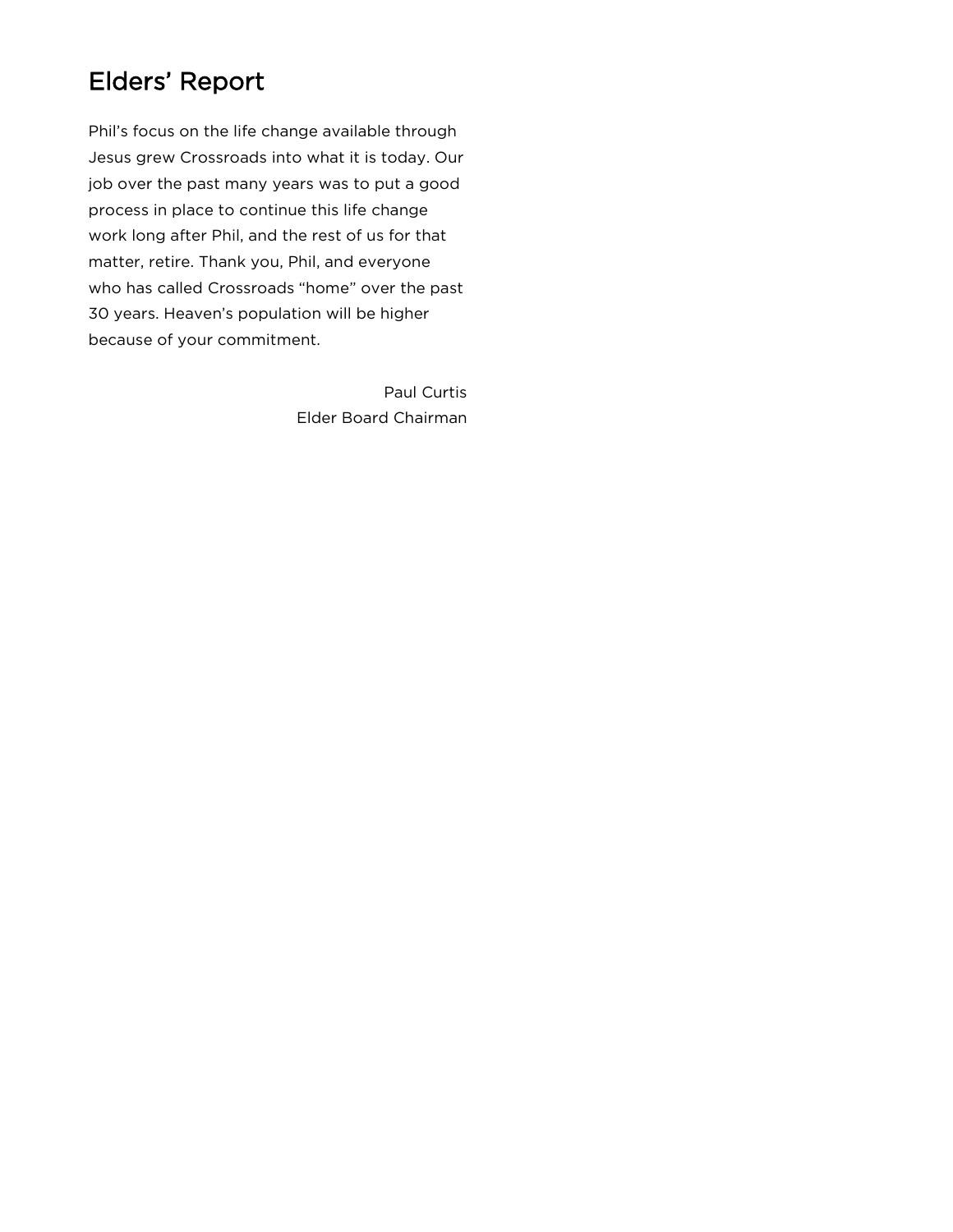## Elders' Report

Phil's focus on the life change available through Jesus grew Crossroads into what it is today. Our job over the past many years was to put a good process in place to continue this life change work long after Phil, and the rest of us for that matter, retire. Thank you, Phil, and everyone who has called Crossroads "home" over the past 30 years. Heaven's population will be higher because of your commitment.

Paul Curtis
Elder Board Chairman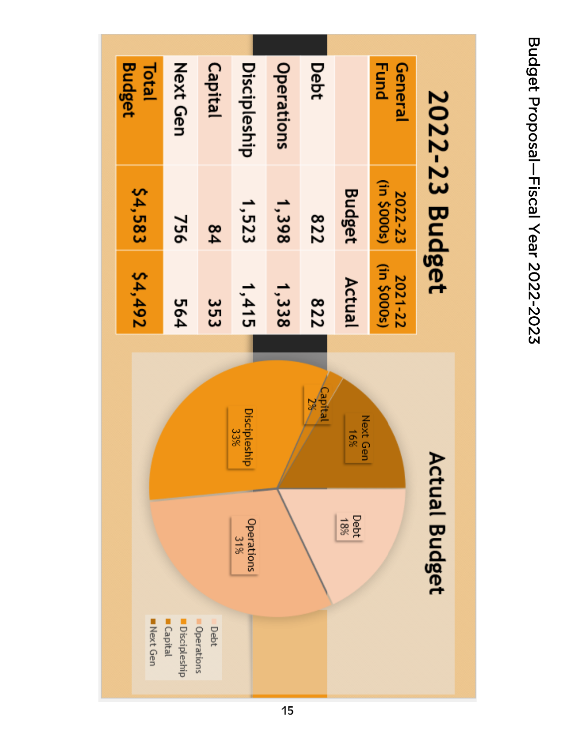# 2022-23 Budget

| General Fund | 2022-23 (in $000s) | 2021-22 (in $000s) |
|---|---|---|
| | Budget | Actual |
| Debt | 822 | 822 |
| Operations | 1,398 | 1,338 |
| Discipleship | 1,523 | 1,415 |
| Capital | 84 | 353 |
| Next Gen | 756 | 564 |
| Total Budget | $4,583 | $4,492 |

## Actual Budget

- Debt 18%
- Operations 31%
- Discipleship 33%
- Capital 2%
- Next Gen 16%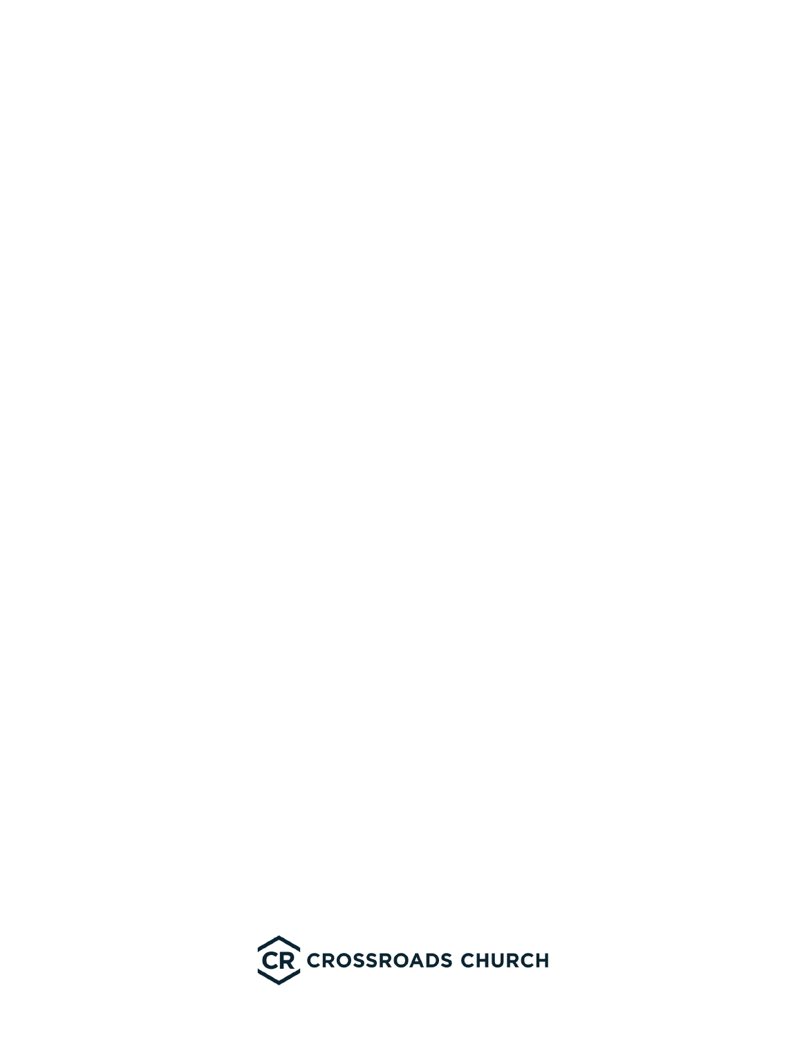CR CROSSROADS CHURCH